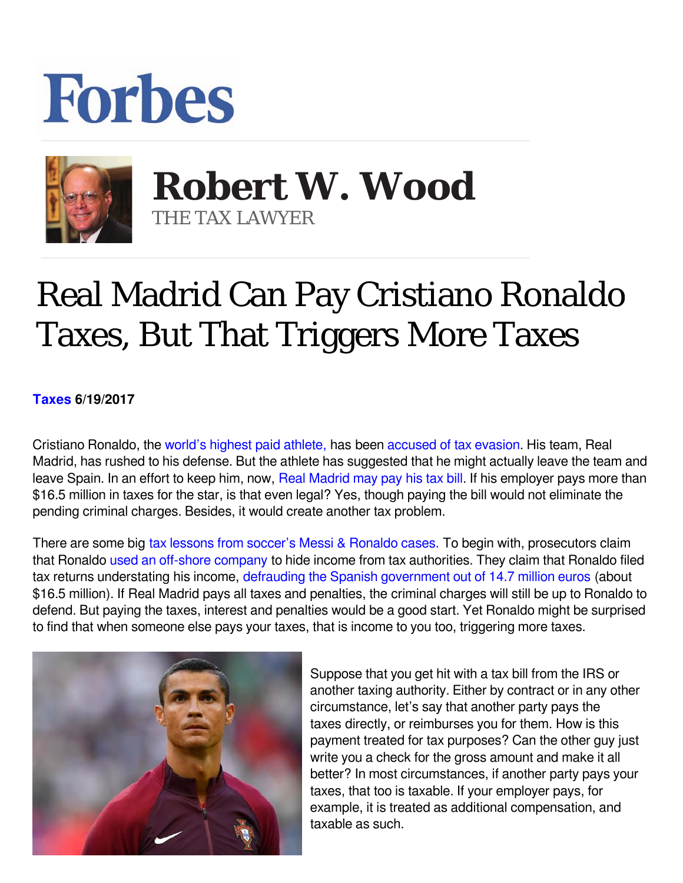Forbes

**Robert W. Wood**
THE TAX LAWYER

# Real Madrid Can Pay Cristiano Ronaldo Taxes, But That Triggers More Taxes

**Taxes 6/19/2017**

Cristiano Ronaldo, the world's highest paid athlete, has been accused of tax evasion. His team, Real Madrid, has rushed to his defense. But the athlete has suggested that he might actually leave the team and leave Spain. In an effort to keep him, now, Real Madrid may pay his tax bill. If his employer pays more than $16.5 million in taxes for the star, is that even legal? Yes, though paying the bill would not eliminate the pending criminal charges. Besides, it would create another tax problem.

There are some big tax lessons from soccer's Messi & Ronaldo cases. To begin with, prosecutors claim that Ronaldo used an off-shore company to hide income from tax authorities. They claim that Ronaldo filed tax returns understating his income, defrauding the Spanish government out of 14.7 million euros (about $16.5 million). If Real Madrid pays all taxes and penalties, the criminal charges will still be up to Ronaldo to defend. But paying the taxes, interest and penalties would be a good start. Yet Ronaldo might be surprised to find that when someone else pays your taxes, that is income to you too, triggering more taxes.

Suppose that you get hit with a tax bill from the IRS or another taxing authority. Either by contract or in any other circumstance, let's say that another party pays the taxes directly, or reimburses you for them. How is this payment treated for tax purposes? Can the other guy just write you a check for the gross amount and make it all better? In most circumstances, if another party pays your taxes, that too is taxable. If your employer pays, for example, it is treated as additional compensation, and taxable as such.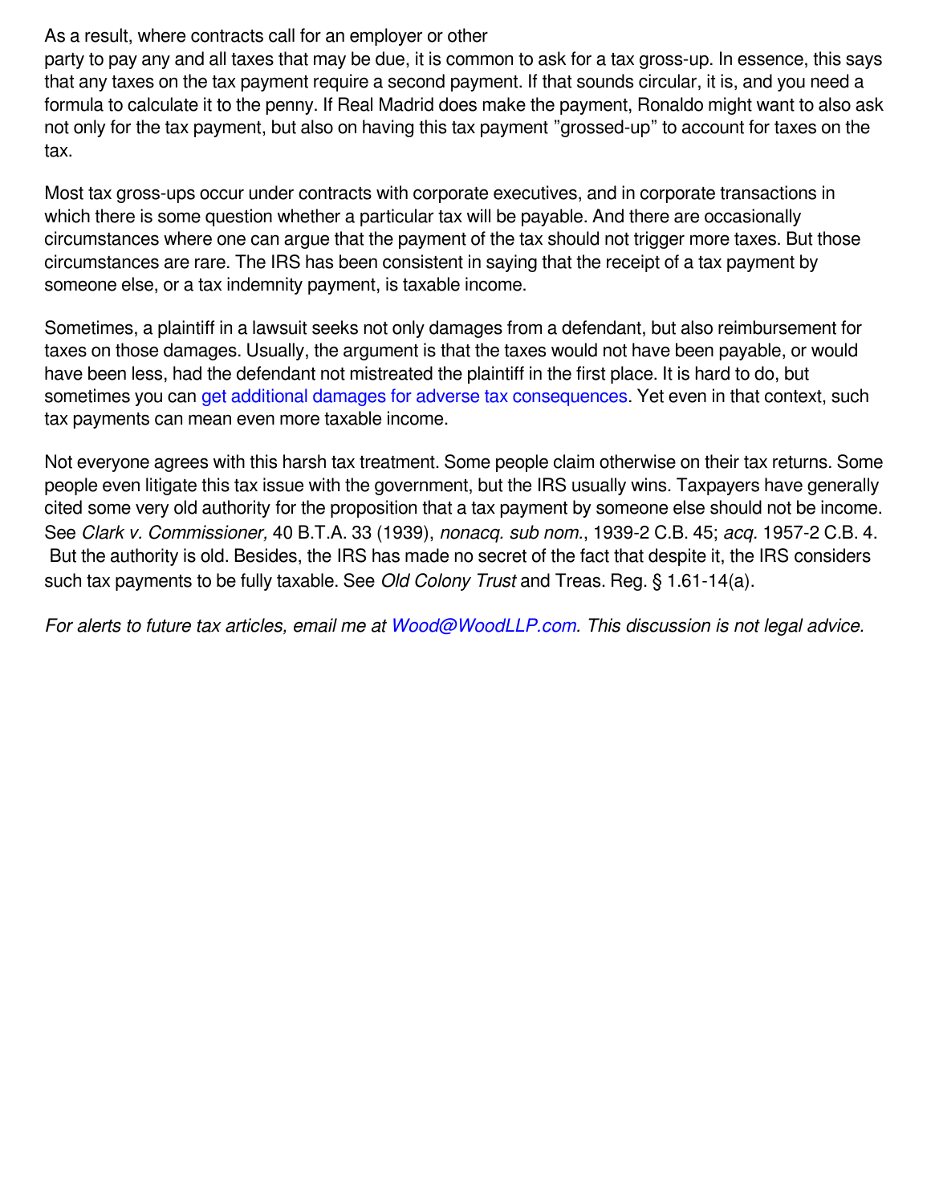As a result, where contracts call for an employer or other party to pay any and all taxes that may be due, it is common to ask for a tax gross-up. In essence, this says that any taxes on the tax payment require a second payment. If that sounds circular, it is, and you need a formula to calculate it to the penny. If Real Madrid does make the payment, Ronaldo might want to also ask not only for the tax payment, but also on having this tax payment "grossed-up" to account for taxes on the tax.

Most tax gross-ups occur under contracts with corporate executives, and in corporate transactions in which there is some question whether a particular tax will be payable. And there are occasionally circumstances where one can argue that the payment of the tax should not trigger more taxes. But those circumstances are rare. The IRS has been consistent in saying that the receipt of a tax payment by someone else, or a tax indemnity payment, is taxable income.

Sometimes, a plaintiff in a lawsuit seeks not only damages from a defendant, but also reimbursement for taxes on those damages. Usually, the argument is that the taxes would not have been payable, or would have been less, had the defendant not mistreated the plaintiff in the first place. It is hard to do, but sometimes you can get additional damages for adverse tax consequences. Yet even in that context, such tax payments can mean even more taxable income.

Not everyone agrees with this harsh tax treatment. Some people claim otherwise on their tax returns. Some people even litigate this tax issue with the government, but the IRS usually wins. Taxpayers have generally cited some very old authority for the proposition that a tax payment by someone else should not be income. See *Clark v. Commissioner,* 40 B.T.A. 33 (1939), *nonacq. sub nom.*, 1939-2 C.B. 45; *acq.* 1957-2 C.B. 4. But the authority is old. Besides, the IRS has made no secret of the fact that despite it, the IRS considers such tax payments to be fully taxable. See *Old Colony Trust* and Treas. Reg. § 1.61-14(a).

*For alerts to future tax articles, email me at Wood@WoodLLP.com. This discussion is not legal advice.*